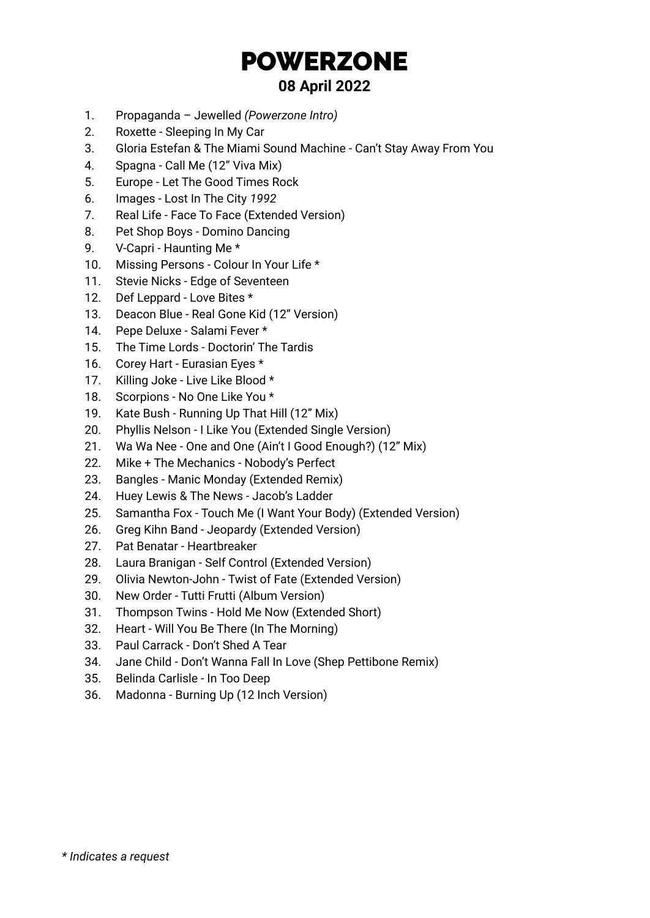# POWERZONE

## 08 April 2022

1. Propaganda – Jewelled *(Powerzone Intro)*
2. Roxette - Sleeping In My Car
3. Gloria Estefan & The Miami Sound Machine - Can't Stay Away From You
4. Spagna - Call Me (12" Viva Mix)
5. Europe - Let The Good Times Rock
6. Images - Lost In The City *1992*
7. Real Life - Face To Face (Extended Version)
8. Pet Shop Boys - Domino Dancing
9. V-Capri - Haunting Me *
10. Missing Persons - Colour In Your Life *
11. Stevie Nicks - Edge of Seventeen
12. Def Leppard - Love Bites *
13. Deacon Blue - Real Gone Kid (12" Version)
14. Pepe Deluxe - Salami Fever *
15. The Time Lords - Doctorin' The Tardis
16. Corey Hart - Eurasian Eyes *
17. Killing Joke - Live Like Blood *
18. Scorpions - No One Like You *
19. Kate Bush - Running Up That Hill (12" Mix)
20. Phyllis Nelson - I Like You (Extended Single Version)
21. Wa Wa Nee - One and One (Ain't I Good Enough?) (12" Mix)
22. Mike + The Mechanics - Nobody's Perfect
23. Bangles - Manic Monday (Extended Remix)
24. Huey Lewis & The News - Jacob's Ladder
25. Samantha Fox - Touch Me (I Want Your Body) (Extended Version)
26. Greg Kihn Band - Jeopardy (Extended Version)
27. Pat Benatar - Heartbreaker
28. Laura Branigan - Self Control (Extended Version)
29. Olivia Newton-John - Twist of Fate (Extended Version)
30. New Order - Tutti Frutti (Album Version)
31. Thompson Twins - Hold Me Now (Extended Short)
32. Heart - Will You Be There (In The Morning)
33. Paul Carrack - Don't Shed A Tear
34. Jane Child - Don't Wanna Fall In Love (Shep Pettibone Remix)
35. Belinda Carlisle - In Too Deep
36. Madonna - Burning Up (12 Inch Version)

*\* Indicates a request*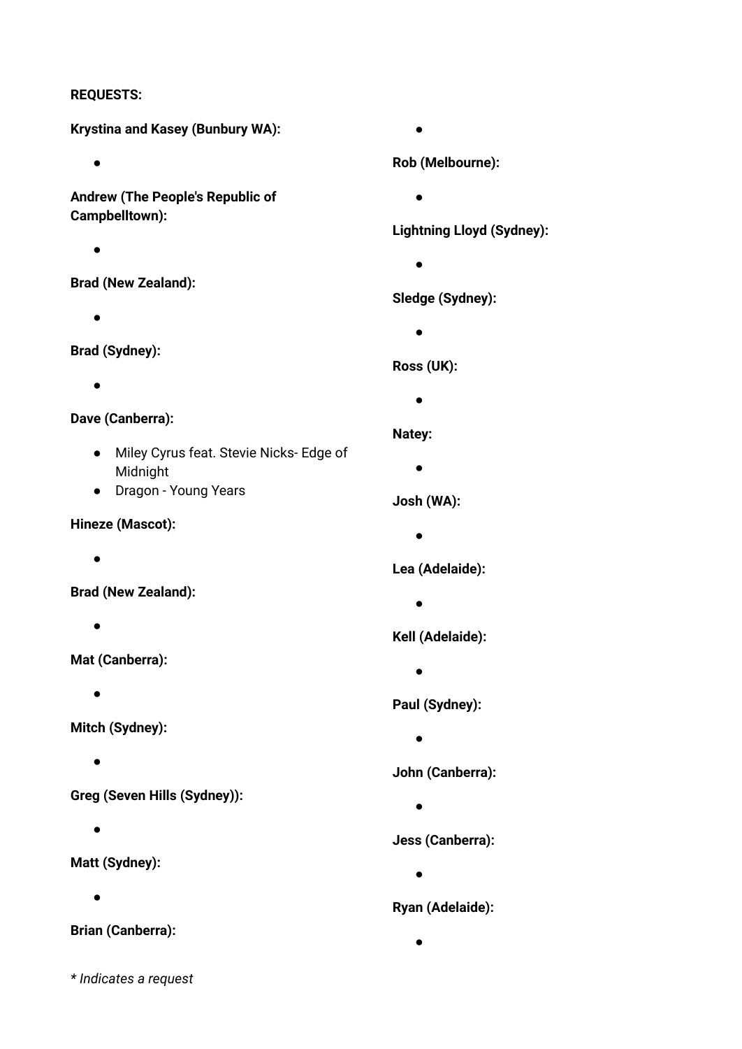**REQUESTS:**

**Krystina and Kasey (Bunbury WA):**

- 

**Andrew (The People's Republic of Campbelltown):**

- 

**Brad (New Zealand):**

- 

**Brad (Sydney):**

- 

**Dave (Canberra):**

- Miley Cyrus feat. Stevie Nicks- Edge of Midnight
- Dragon - Young Years

**Hineze (Mascot):**

- 

**Brad (New Zealand):**

- 

**Mat (Canberra):**

- 

**Mitch (Sydney):**

- 

**Greg (Seven Hills (Sydney)):**

- 

**Matt (Sydney):**

- 

**Brian (Canberra):**

- 

**Rob (Melbourne):**

- 

**Lightning Lloyd (Sydney):**

- 

**Sledge (Sydney):**

- 

**Ross (UK):**

- 

**Natey:**

- 

**Josh (WA):**

- 

**Lea (Adelaide):**

- 

**Kell (Adelaide):**

- 

**Paul (Sydney):**

- 

**John (Canberra):**

- 

**Jess (Canberra):**

- 

**Ryan (Adelaide):**

- 

*\* Indicates a request*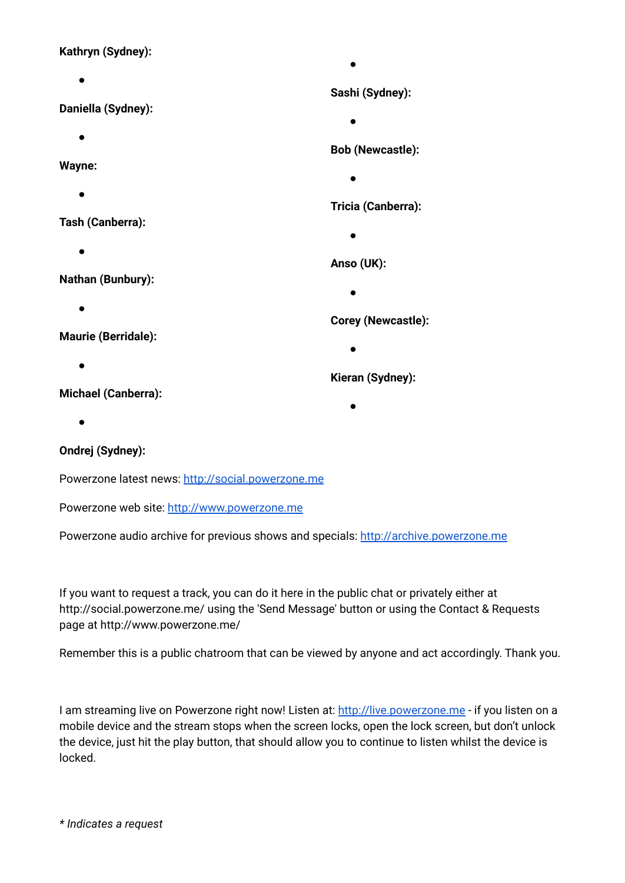**Kathryn (Sydney):**

-

**Daniella (Sydney):**

-

**Wayne:**

-

**Tash (Canberra):**

-

**Nathan (Bunbury):**

-

**Maurie (Berridale):**

-

**Michael (Canberra):**

-

**Ondrej (Sydney):**

-

**Sashi (Sydney):**

-

**Bob (Newcastle):**

-

**Tricia (Canberra):**

-

**Anso (UK):**

-

**Corey (Newcastle):**

-

**Kieran (Sydney):**

-

Powerzone latest news: [http://social.powerzone.me](http://social.powerzone.me)

Powerzone web site: [http://www.powerzone.me](http://www.powerzone.me)

Powerzone audio archive for previous shows and specials: [http://archive.powerzone.me](http://archive.powerzone.me)

If you want to request a track, you can do it here in the public chat or privately either at http://social.powerzone.me/ using the 'Send Message' button or using the Contact & Requests page at http://www.powerzone.me/

Remember this is a public chatroom that can be viewed by anyone and act accordingly. Thank you.

I am streaming live on Powerzone right now! Listen at: [http://live.powerzone.me](http://live.powerzone.me) - if you listen on a mobile device and the stream stops when the screen locks, open the lock screen, but don't unlock the device, just hit the play button, that should allow you to continue to listen whilst the device is locked.

*\* Indicates a request*